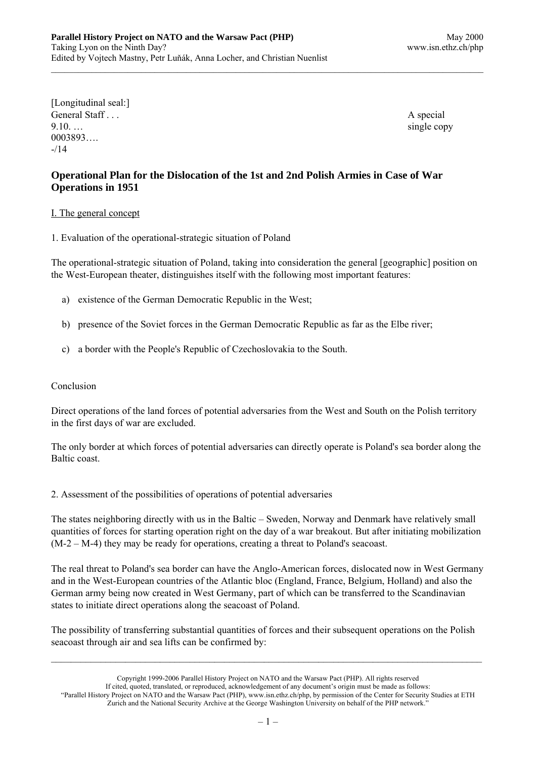[Longitudinal seal:]
General Staff . . .
9.10. …
0003893….
-/14

A special
single copy

## Operational Plan for the Dislocation of the 1st and 2nd Polish Armies in Case of War Operations in 1951

I. The general concept

1. Evaluation of the operational-strategic situation of Poland

The operational-strategic situation of Poland, taking into consideration the general [geographic] position on the West-European theater, distinguishes itself with the following most important features:

a) existence of the German Democratic Republic in the West;

b) presence of the Soviet forces in the German Democratic Republic as far as the Elbe river;

c) a border with the People's Republic of Czechoslovakia to the South.

Conclusion

Direct operations of the land forces of potential adversaries from the West and South on the Polish territory in the first days of war are excluded.

The only border at which forces of potential adversaries can directly operate is Poland's sea border along the Baltic coast.

2. Assessment of the possibilities of operations of potential adversaries

The states neighboring directly with us in the Baltic – Sweden, Norway and Denmark have relatively small quantities of forces for starting operation right on the day of a war breakout. But after initiating mobilization (M-2 – M-4) they may be ready for operations, creating a threat to Poland's seacoast.

The real threat to Poland's sea border can have the Anglo-American forces, dislocated now in West Germany and in the West-European countries of the Atlantic bloc (England, France, Belgium, Holland) and also the German army being now created in West Germany, part of which can be transferred to the Scandinavian states to initiate direct operations along the seacoast of Poland.

The possibility of transferring substantial quantities of forces and their subsequent operations on the Polish seacoast through air and sea lifts can be confirmed by: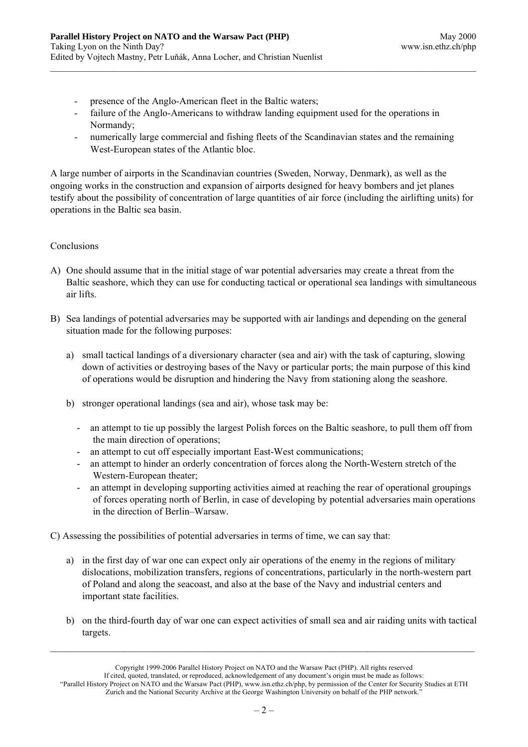- presence of the Anglo-American fleet in the Baltic waters;
- failure of the Anglo-Americans to withdraw landing equipment used for the operations in Normandy;
- numerically large commercial and fishing fleets of the Scandinavian states and the remaining West-European states of the Atlantic bloc.

A large number of airports in the Scandinavian countries (Sweden, Norway, Denmark), as well as the ongoing works in the construction and expansion of airports designed for heavy bombers and jet planes testify about the possibility of concentration of large quantities of air force (including the airlifting units) for operations in the Baltic sea basin.

Conclusions

A) One should assume that in the initial stage of war potential adversaries may create a threat from the Baltic seashore, which they can use for conducting tactical or operational sea landings with simultaneous air lifts.

B) Sea landings of potential adversaries may be supported with air landings and depending on the general situation made for the following purposes:

   a) small tactical landings of a diversionary character (sea and air) with the task of capturing, slowing down of activities or destroying bases of the Navy or particular ports; the main purpose of this kind of operations would be disruption and hindering the Navy from stationing along the seashore.

   b) stronger operational landings (sea and air), whose task may be:

      - an attempt to tie up possibly the largest Polish forces on the Baltic seashore, to pull them off from the main direction of operations;
      - an attempt to cut off especially important East-West communications;
      - an attempt to hinder an orderly concentration of forces along the North-Western stretch of the Western-European theater;
      - an attempt in developing supporting activities aimed at reaching the rear of operational groupings of forces operating north of Berlin, in case of developing by potential adversaries main operations in the direction of Berlin–Warsaw.

C) Assessing the possibilities of potential adversaries in terms of time, we can say that:

   a) in the first day of war one can expect only air operations of the enemy in the regions of military dislocations, mobilization transfers, regions of concentrations, particularly in the north-western part of Poland and along the seacoast, and also at the base of the Navy and industrial centers and important state facilities.

   b) on the third-fourth day of war one can expect activities of small sea and air raiding units with tactical targets.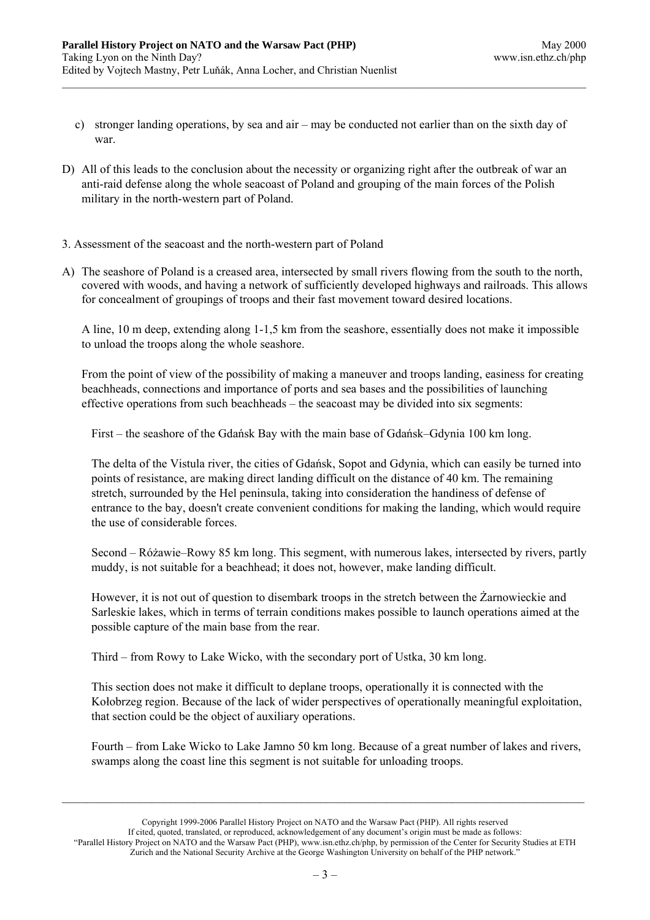c) stronger landing operations, by sea and air – may be conducted not earlier than on the sixth day of war.

D) All of this leads to the conclusion about the necessity or organizing right after the outbreak of war an anti-raid defense along the whole seacoast of Poland and grouping of the main forces of the Polish military in the north-western part of Poland.

3. Assessment of the seacoast and the north-western part of Poland

A) The seashore of Poland is a creased area, intersected by small rivers flowing from the south to the north, covered with woods, and having a network of sufficiently developed highways and railroads. This allows for concealment of groupings of troops and their fast movement toward desired locations.

A line, 10 m deep, extending along 1-1,5 km from the seashore, essentially does not make it impossible to unload the troops along the whole seashore.

From the point of view of the possibility of making a maneuver and troops landing, easiness for creating beachheads, connections and importance of ports and sea bases and the possibilities of launching effective operations from such beachheads – the seacoast may be divided into six segments:

First – the seashore of the Gdańsk Bay with the main base of Gdańsk–Gdynia 100 km long.

The delta of the Vistula river, the cities of Gdańsk, Sopot and Gdynia, which can easily be turned into points of resistance, are making direct landing difficult on the distance of 40 km. The remaining stretch, surrounded by the Hel peninsula, taking into consideration the handiness of defense of entrance to the bay, doesn't create convenient conditions for making the landing, which would require the use of considerable forces.

Second – Różawie–Rowy 85 km long. This segment, with numerous lakes, intersected by rivers, partly muddy, is not suitable for a beachhead; it does not, however, make landing difficult.

However, it is not out of question to disembark troops in the stretch between the Żarnowieckie and Sarleskie lakes, which in terms of terrain conditions makes possible to launch operations aimed at the possible capture of the main base from the rear.

Third – from Rowy to Lake Wicko, with the secondary port of Ustka, 30 km long.

This section does not make it difficult to deplane troops, operationally it is connected with the Kołobrzeg region. Because of the lack of wider perspectives of operationally meaningful exploitation, that section could be the object of auxiliary operations.

Fourth – from Lake Wicko to Lake Jamno 50 km long. Because of a great number of lakes and rivers, swamps along the coast line this segment is not suitable for unloading troops.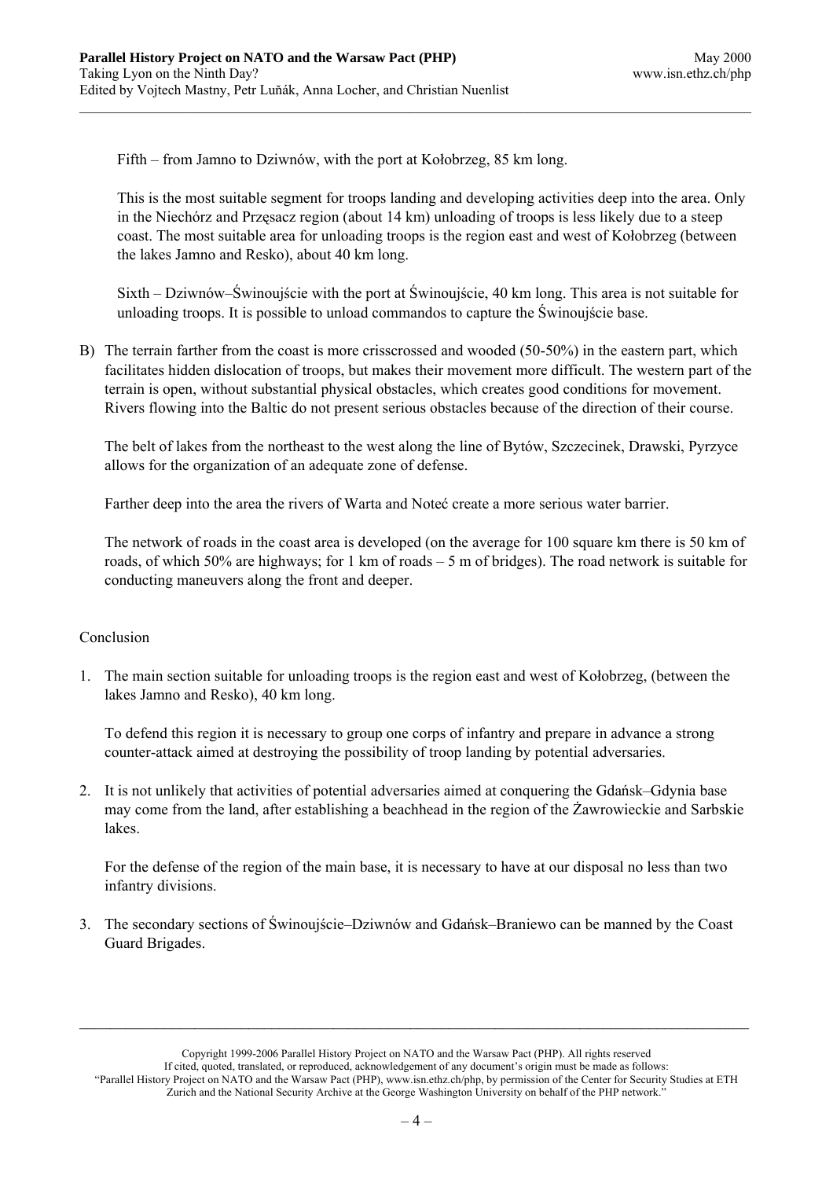Fifth – from Jamno to Dziwnów, with the port at Kołobrzeg, 85 km long.

This is the most suitable segment for troops landing and developing activities deep into the area. Only in the Niechórz and Przęsacz region (about 14 km) unloading of troops is less likely due to a steep coast. The most suitable area for unloading troops is the region east and west of Kołobrzeg (between the lakes Jamno and Resko), about 40 km long.

Sixth – Dziwnów–Świnoujście with the port at Świnoujście, 40 km long. This area is not suitable for unloading troops. It is possible to unload commandos to capture the Świnoujście base.

B) The terrain farther from the coast is more crisscrossed and wooded (50-50%) in the eastern part, which facilitates hidden dislocation of troops, but makes their movement more difficult. The western part of the terrain is open, without substantial physical obstacles, which creates good conditions for movement. Rivers flowing into the Baltic do not present serious obstacles because of the direction of their course.

The belt of lakes from the northeast to the west along the line of Bytów, Szczecinek, Drawski, Pyrzyce allows for the organization of an adequate zone of defense.

Farther deep into the area the rivers of Warta and Noteć create a more serious water barrier.

The network of roads in the coast area is developed (on the average for 100 square km there is 50 km of roads, of which 50% are highways; for 1 km of roads – 5 m of bridges). The road network is suitable for conducting maneuvers along the front and deeper.

Conclusion

1. The main section suitable for unloading troops is the region east and west of Kołobrzeg, (between the lakes Jamno and Resko), 40 km long.

   To defend this region it is necessary to group one corps of infantry and prepare in advance a strong counter-attack aimed at destroying the possibility of troop landing by potential adversaries.

2. It is not unlikely that activities of potential adversaries aimed at conquering the Gdańsk–Gdynia base may come from the land, after establishing a beachhead in the region of the Żawrowieckie and Sarbskie lakes.

   For the defense of the region of the main base, it is necessary to have at our disposal no less than two infantry divisions.

3. The secondary sections of Świnoujście–Dziwnów and Gdańsk–Braniewo can be manned by the Coast Guard Brigades.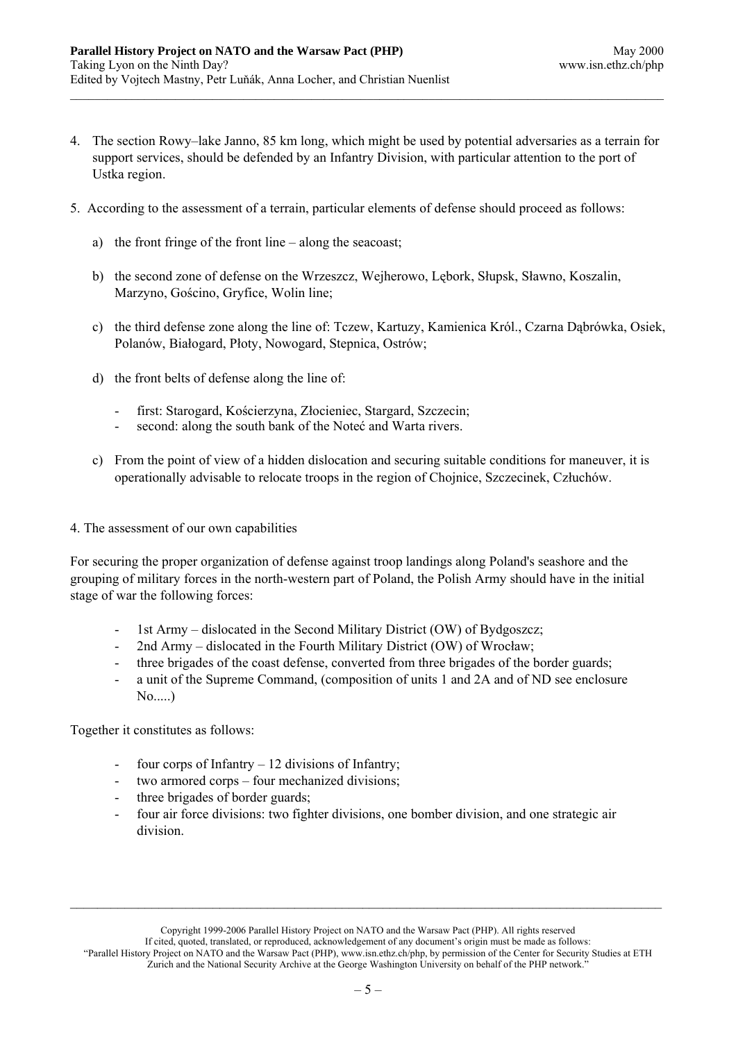4. The section Rowy–lake Janno, 85 km long, which might be used by potential adversaries as a terrain for support services, should be defended by an Infantry Division, with particular attention to the port of Ustka region.

5. According to the assessment of a terrain, particular elements of defense should proceed as follows:

   a) the front fringe of the front line – along the seacoast;

   b) the second zone of defense on the Wrzeszcz, Wejherowo, Lębork, Słupsk, Sławno, Koszalin, Marzyno, Gościno, Gryfice, Wolin line;

   c) the third defense zone along the line of: Tczew, Kartuzy, Kamienica Król., Czarna Dąbrówka, Osiek, Polanów, Białogard, Płoty, Nowogard, Stepnica, Ostrów;

   d) the front belts of defense along the line of:

      - first: Starogard, Kościerzyna, Złocieniec, Stargard, Szczecin;
      - second: along the south bank of the Noteć and Warta rivers.

   c) From the point of view of a hidden dislocation and securing suitable conditions for maneuver, it is operationally advisable to relocate troops in the region of Chojnice, Szczecinek, Człuchów.

4. The assessment of our own capabilities

For securing the proper organization of defense against troop landings along Poland's seashore and the grouping of military forces in the north-western part of Poland, the Polish Army should have in the initial stage of war the following forces:

- 1st Army – dislocated in the Second Military District (OW) of Bydgoszcz;
- 2nd Army – dislocated in the Fourth Military District (OW) of Wrocław;
- three brigades of the coast defense, converted from three brigades of the border guards;
- a unit of the Supreme Command, (composition of units 1 and 2A and of ND see enclosure No.....)

Together it constitutes as follows:

- four corps of Infantry – 12 divisions of Infantry;
- two armored corps – four mechanized divisions;
- three brigades of border guards;
- four air force divisions: two fighter divisions, one bomber division, and one strategic air division.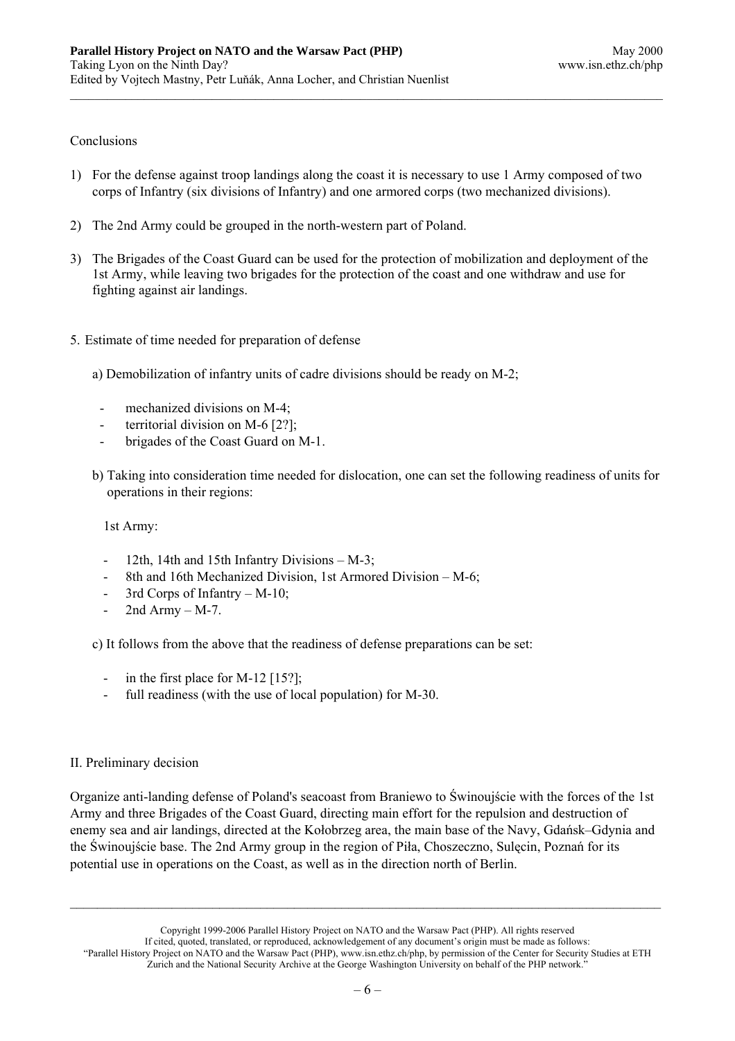Conclusions

1) For the defense against troop landings along the coast it is necessary to use 1 Army composed of two corps of Infantry (six divisions of Infantry) and one armored corps (two mechanized divisions).

2) The 2nd Army could be grouped in the north-western part of Poland.

3) The Brigades of the Coast Guard can be used for the protection of mobilization and deployment of the 1st Army, while leaving two brigades for the protection of the coast and one withdraw and use for fighting against air landings.

5. Estimate of time needed for preparation of defense

   a) Demobilization of infantry units of cadre divisions should be ready on M-2;

   - mechanized divisions on M-4;
   - territorial division on M-6 [2?];
   - brigades of the Coast Guard on M-1.

   b) Taking into consideration time needed for dislocation, one can set the following readiness of units for operations in their regions:

   1st Army:

   - 12th, 14th and 15th Infantry Divisions – M-3;
   - 8th and 16th Mechanized Division, 1st Armored Division – M-6;
   - 3rd Corps of Infantry – M-10;
   - 2nd Army – M-7.

   c) It follows from the above that the readiness of defense preparations can be set:

   - in the first place for M-12 [15?];
   - full readiness (with the use of local population) for M-30.

II. Preliminary decision

Organize anti-landing defense of Poland's seacoast from Braniewo to Świnoujście with the forces of the 1st Army and three Brigades of the Coast Guard, directing main effort for the repulsion and destruction of enemy sea and air landings, directed at the Kołobrzeg area, the main base of the Navy, Gdańsk–Gdynia and the Świnoujście base. The 2nd Army group in the region of Piła, Choszeczno, Sulęcin, Poznań for its potential use in operations on the Coast, as well as in the direction north of Berlin.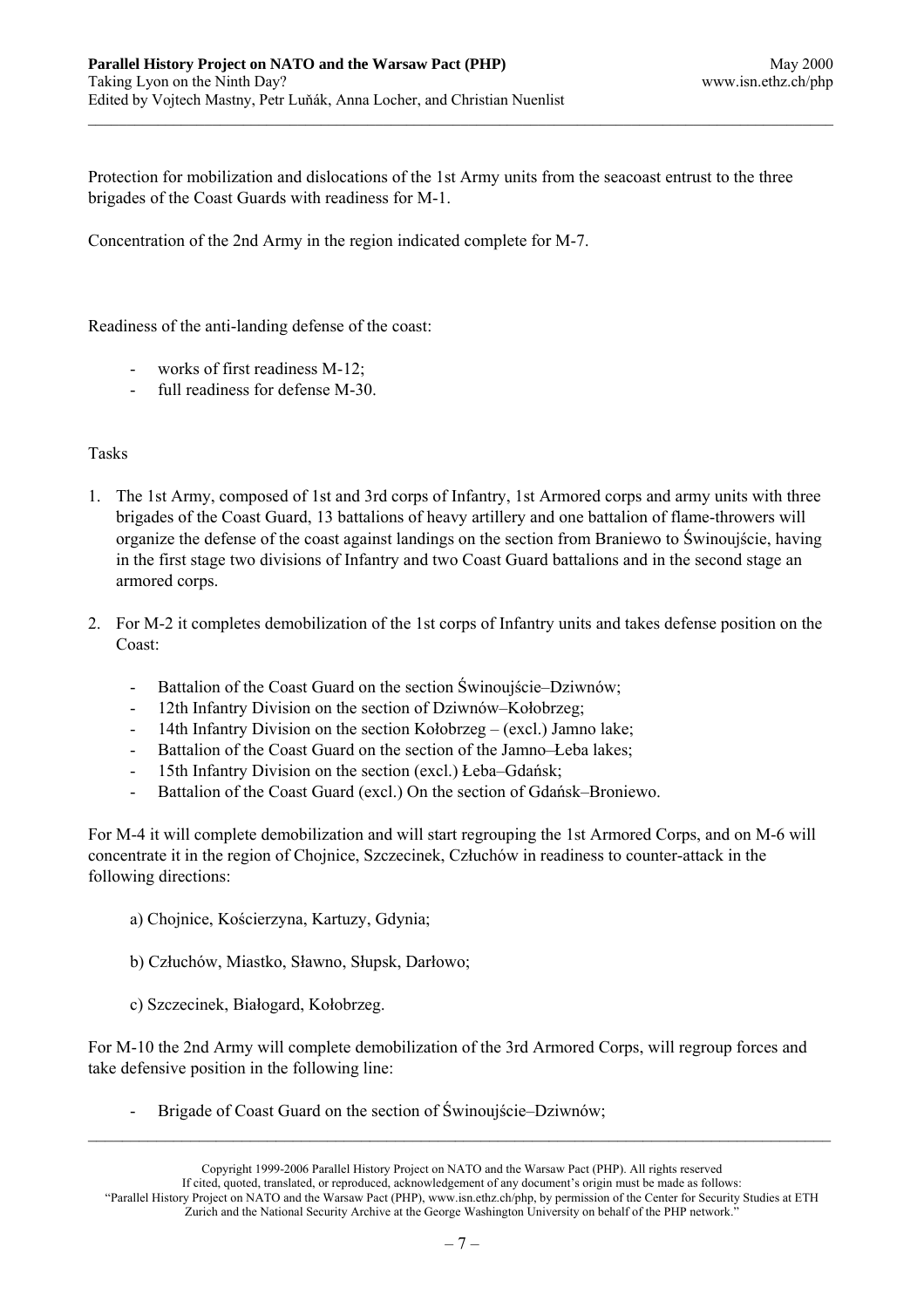Protection for mobilization and dislocations of the 1st Army units from the seacoast entrust to the three brigades of the Coast Guards with readiness for M-1.

Concentration of the 2nd Army in the region indicated complete for M-7.

Readiness of the anti-landing defense of the coast:

- works of first readiness M-12;
- full readiness for defense M-30.

Tasks

1. The 1st Army, composed of 1st and 3rd corps of Infantry, 1st Armored corps and army units with three brigades of the Coast Guard, 13 battalions of heavy artillery and one battalion of flame-throwers will organize the defense of the coast against landings on the section from Braniewo to Świnoujście, having in the first stage two divisions of Infantry and two Coast Guard battalions and in the second stage an armored corps.

2. For M-2 it completes demobilization of the 1st corps of Infantry units and takes defense position on the Coast:

   - Battalion of the Coast Guard on the section Świnoujście–Dziwnów;
   - 12th Infantry Division on the section of Dziwnów–Kołobrzeg;
   - 14th Infantry Division on the section Kołobrzeg – (excl.) Jamno lake;
   - Battalion of the Coast Guard on the section of the Jamno–Łeba lakes;
   - 15th Infantry Division on the section (excl.) Łeba–Gdańsk;
   - Battalion of the Coast Guard (excl.) On the section of Gdańsk–Broniewo.

For M-4 it will complete demobilization and will start regrouping the 1st Armored Corps, and on M-6 will concentrate it in the region of Chojnice, Szczecinek, Człuchów in readiness to counter-attack in the following directions:

a) Chojnice, Kościerzyna, Kartuzy, Gdynia;

b) Człuchów, Miastko, Sławno, Słupsk, Darłowo;

c) Szczecinek, Białogard, Kołobrzeg.

For M-10 the 2nd Army will complete demobilization of the 3rd Armored Corps, will regroup forces and take defensive position in the following line:

- Brigade of Coast Guard on the section of Świnoujście–Dziwnów;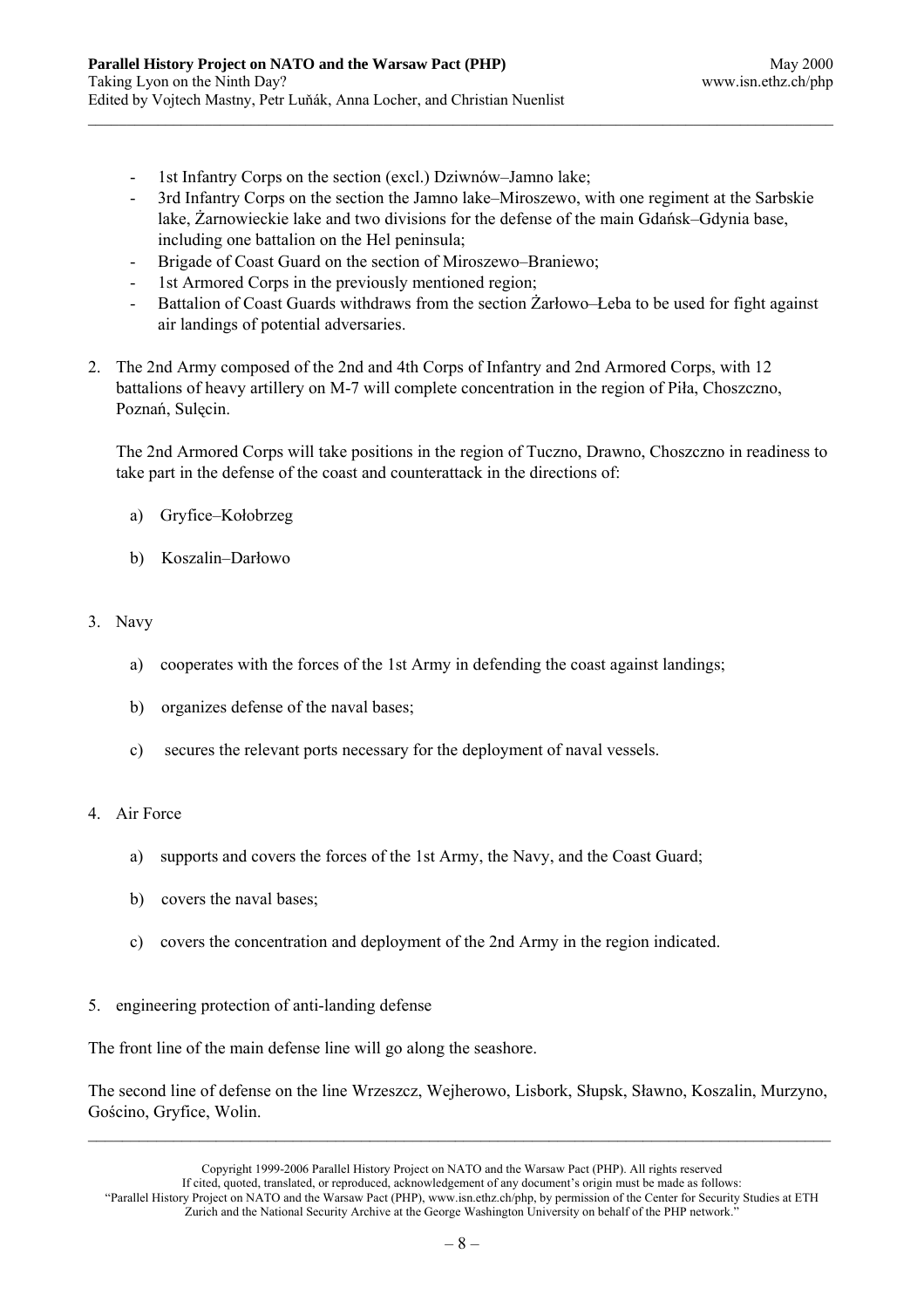- 1st Infantry Corps on the section (excl.) Dziwnów–Jamno lake;
- 3rd Infantry Corps on the section the Jamno lake–Miroszewo, with one regiment at the Sarbskie lake, Żarnowieckie lake and two divisions for the defense of the main Gdańsk–Gdynia base, including one battalion on the Hel peninsula;
- Brigade of Coast Guard on the section of Miroszewo–Braniewo;
- 1st Armored Corps in the previously mentioned region;
- Battalion of Coast Guards withdraws from the section Żarłowo–Łeba to be used for fight against air landings of potential adversaries.

2. The 2nd Army composed of the 2nd and 4th Corps of Infantry and 2nd Armored Corps, with 12 battalions of heavy artillery on M-7 will complete concentration in the region of Piła, Choszczno, Poznań, Sulęcin.

   The 2nd Armored Corps will take positions in the region of Tuczno, Drawno, Choszczno in readiness to take part in the defense of the coast and counterattack in the directions of:

   a) Gryfice–Kołobrzeg

   b) Koszalin–Darłowo

3. Navy

   a) cooperates with the forces of the 1st Army in defending the coast against landings;

   b) organizes defense of the naval bases;

   c) secures the relevant ports necessary for the deployment of naval vessels.

4. Air Force

   a) supports and covers the forces of the 1st Army, the Navy, and the Coast Guard;

   b) covers the naval bases;

   c) covers the concentration and deployment of the 2nd Army in the region indicated.

5. engineering protection of anti-landing defense

The front line of the main defense line will go along the seashore.

The second line of defense on the line Wrzeszcz, Wejherowo, Lisbork, Słupsk, Sławno, Koszalin, Murzyno, Gościno, Gryfice, Wolin.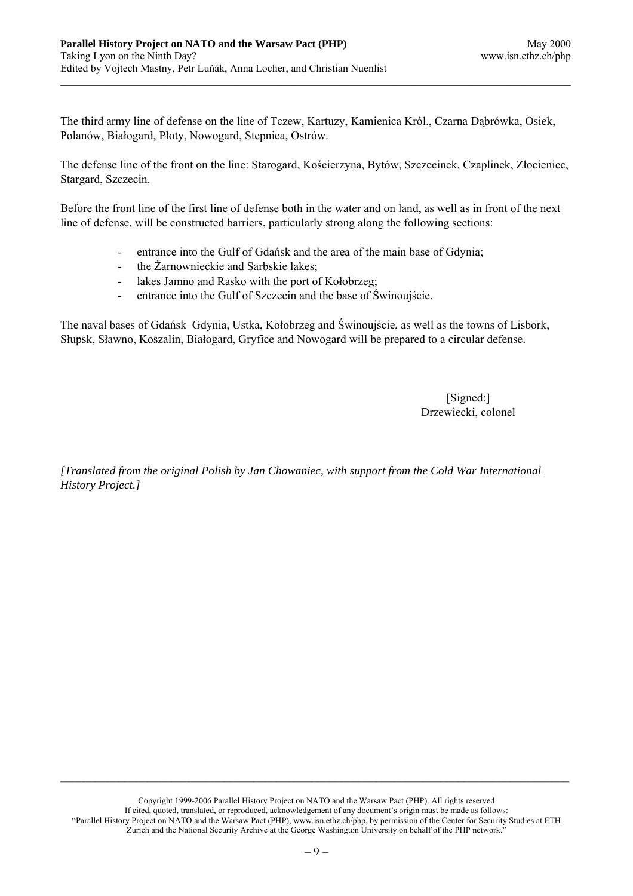The third army line of defense on the line of Tczew, Kartuzy, Kamienica Król., Czarna Dąbrówka, Osiek, Polanów, Białogard, Płoty, Nowogard, Stepnica, Ostrów.

The defense line of the front on the line: Starogard, Kościerzyna, Bytów, Szczecinek, Czaplinek, Złocieniec, Stargard, Szczecin.

Before the front line of the first line of defense both in the water and on land, as well as in front of the next line of defense, will be constructed barriers, particularly strong along the following sections:

- entrance into the Gulf of Gdańsk and the area of the main base of Gdynia;
- the Żarnownieckie and Sarbskie lakes;
- lakes Jamno and Rasko with the port of Kołobrzeg;
- entrance into the Gulf of Szczecin and the base of Świnoujście.

The naval bases of Gdańsk–Gdynia, Ustka, Kołobrzeg and Świnoujście, as well as the towns of Lisbork, Słupsk, Sławno, Koszalin, Białogard, Gryfice and Nowogard will be prepared to a circular defense.

[Signed:]
Drzewiecki, colonel

*[Translated from the original Polish by Jan Chowaniec, with support from the Cold War International History Project.]*